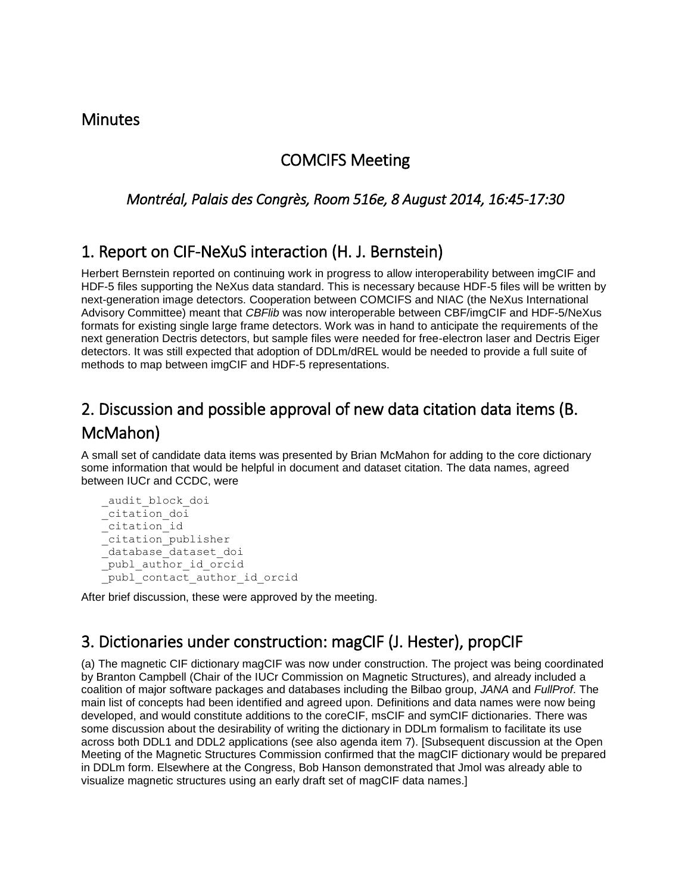# Minutes

## COMCIFS Meeting

### *Montréal, Palais des Congrès, Room 516e, 8 August 2014, 16:45-17:30*

## 1. Report on CIF-NeXuS interaction (H. J. Bernstein)

Herbert Bernstein reported on continuing work in progress to allow interoperability between imgCIF and HDF-5 files supporting the NeXus data standard. This is necessary because HDF-5 files will be written by next-generation image detectors. Cooperation between COMCIFS and NIAC (the NeXus International Advisory Committee) meant that *CBFlib* was now interoperable between CBF/imgCIF and HDF-5/NeXus formats for existing single large frame detectors. Work was in hand to anticipate the requirements of the next generation Dectris detectors, but sample files were needed for free-electron laser and Dectris Eiger detectors. It was still expected that adoption of DDLm/dREL would be needed to provide a full suite of methods to map between imgCIF and HDF-5 representations.

## 2. Discussion and possible approval of new data citation data items (B. McMahon)

A small set of candidate data items was presented by Brian McMahon for adding to the core dictionary some information that would be helpful in document and dataset citation. The data names, agreed between IUCr and CCDC, were

```
_audit_block_doi
_citation_doi
_citation_id
_citation_publisher
_database_dataset_doi
_publ_author_id_orcid
_publ_contact_author_id_orcid
```

After brief discussion, these were approved by the meeting.

## 3. Dictionaries under construction: magCIF (J. Hester), propCIF

(a) The magnetic CIF dictionary magCIF was now under construction. The project was being coordinated by Branton Campbell (Chair of the IUCr Commission on Magnetic Structures), and already included a coalition of major software packages and databases including the Bilbao group, *JANA* and *FullProf*. The main list of concepts had been identified and agreed upon. Definitions and data names were now being developed, and would constitute additions to the coreCIF, msCIF and symCIF dictionaries. There was some discussion about the desirability of writing the dictionary in DDLm formalism to facilitate its use across both DDL1 and DDL2 applications (see also agenda item 7). [Subsequent discussion at the Open Meeting of the Magnetic Structures Commission confirmed that the magCIF dictionary would be prepared in DDLm form. Elsewhere at the Congress, Bob Hanson demonstrated that Jmol was already able to visualize magnetic structures using an early draft set of magCIF data names.]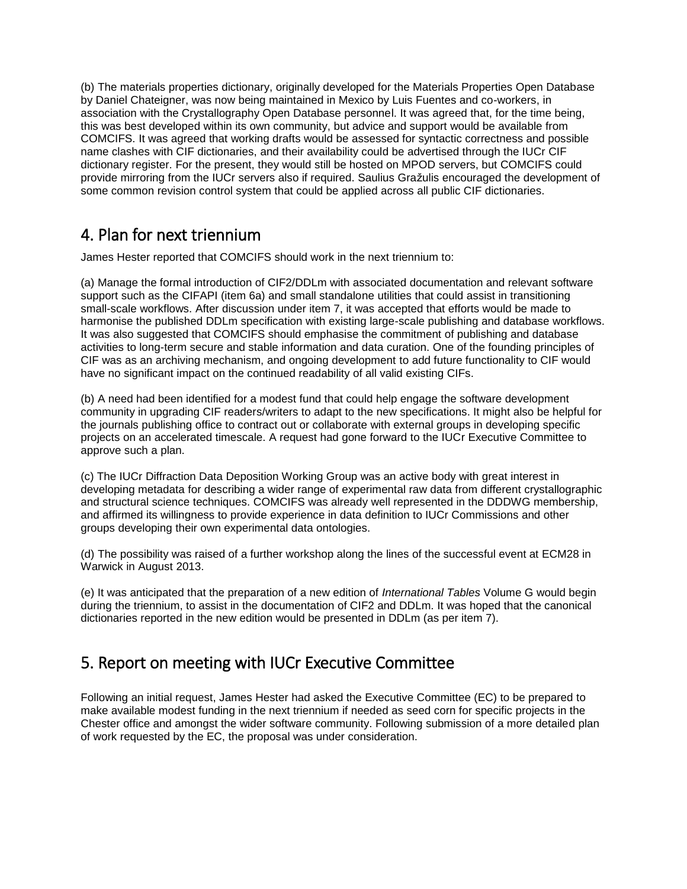(b) The materials properties dictionary, originally developed for the Materials Properties Open Database by Daniel Chateigner, was now being maintained in Mexico by Luis Fuentes and co-workers, in association with the Crystallography Open Database personnel. It was agreed that, for the time being, this was best developed within its own community, but advice and support would be available from COMCIFS. It was agreed that working drafts would be assessed for syntactic correctness and possible name clashes with CIF dictionaries, and their availability could be advertised through the IUCr CIF dictionary register. For the present, they would still be hosted on MPOD servers, but COMCIFS could provide mirroring from the IUCr servers also if required. Saulius Gražulis encouraged the development of some common revision control system that could be applied across all public CIF dictionaries.

## 4. Plan for next triennium

James Hester reported that COMCIFS should work in the next triennium to:

(a) Manage the formal introduction of CIF2/DDLm with associated documentation and relevant software support such as the CIFAPI (item 6a) and small standalone utilities that could assist in transitioning small-scale workflows. After discussion under item 7, it was accepted that efforts would be made to harmonise the published DDLm specification with existing large-scale publishing and database workflows. It was also suggested that COMCIFS should emphasise the commitment of publishing and database activities to long-term secure and stable information and data curation. One of the founding principles of CIF was as an archiving mechanism, and ongoing development to add future functionality to CIF would have no significant impact on the continued readability of all valid existing CIFs.

(b) A need had been identified for a modest fund that could help engage the software development community in upgrading CIF readers/writers to adapt to the new specifications. It might also be helpful for the journals publishing office to contract out or collaborate with external groups in developing specific projects on an accelerated timescale. A request had gone forward to the IUCr Executive Committee to approve such a plan.

(c) The IUCr Diffraction Data Deposition Working Group was an active body with great interest in developing metadata for describing a wider range of experimental raw data from different crystallographic and structural science techniques. COMCIFS was already well represented in the DDDWG membership, and affirmed its willingness to provide experience in data definition to IUCr Commissions and other groups developing their own experimental data ontologies.

(d) The possibility was raised of a further workshop along the lines of the successful event at ECM28 in Warwick in August 2013.

(e) It was anticipated that the preparation of a new edition of *International Tables* Volume G would begin during the triennium, to assist in the documentation of CIF2 and DDLm. It was hoped that the canonical dictionaries reported in the new edition would be presented in DDLm (as per item 7).

## 5. Report on meeting with IUCr Executive Committee

Following an initial request, James Hester had asked the Executive Committee (EC) to be prepared to make available modest funding in the next triennium if needed as seed corn for specific projects in the Chester office and amongst the wider software community. Following submission of a more detailed plan of work requested by the EC, the proposal was under consideration.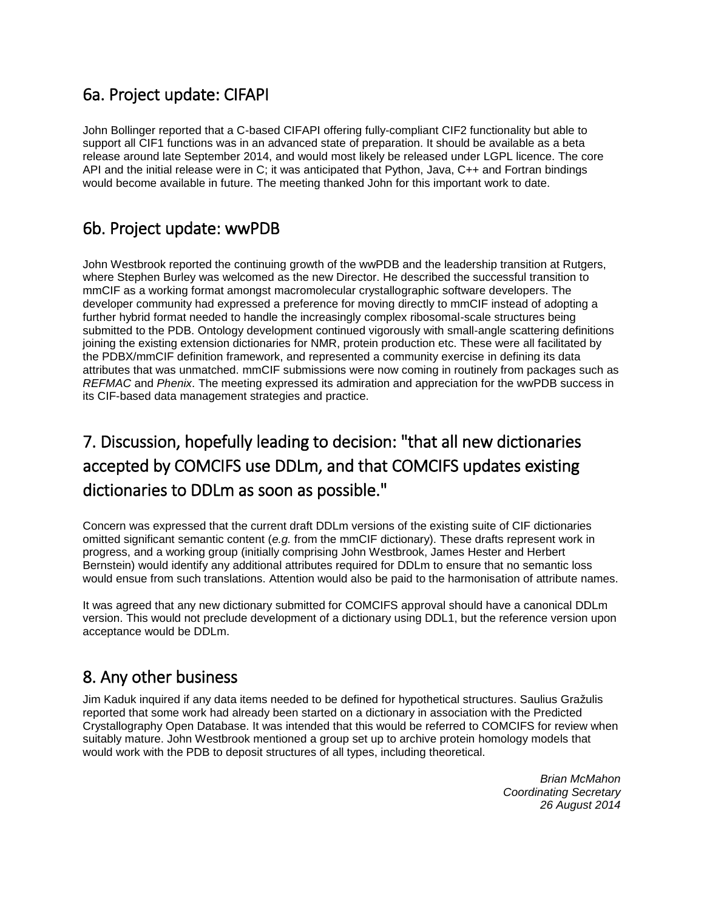## 6a. Project update: CIFAPI

John Bollinger reported that a C-based CIFAPI offering fully-compliant CIF2 functionality but able to support all CIF1 functions was in an advanced state of preparation. It should be available as a beta release around late September 2014, and would most likely be released under LGPL licence. The core API and the initial release were in C; it was anticipated that Python, Java, C++ and Fortran bindings would become available in future. The meeting thanked John for this important work to date.

## 6b. Project update: wwPDB

John Westbrook reported the continuing growth of the wwPDB and the leadership transition at Rutgers, where Stephen Burley was welcomed as the new Director. He described the successful transition to mmCIF as a working format amongst macromolecular crystallographic software developers. The developer community had expressed a preference for moving directly to mmCIF instead of adopting a further hybrid format needed to handle the increasingly complex ribosomal-scale structures being submitted to the PDB. Ontology development continued vigorously with small-angle scattering definitions joining the existing extension dictionaries for NMR, protein production etc. These were all facilitated by the PDBX/mmCIF definition framework, and represented a community exercise in defining its data attributes that was unmatched. mmCIF submissions were now coming in routinely from packages such as *REFMAC* and *Phenix*. The meeting expressed its admiration and appreciation for the wwPDB success in its CIF-based data management strategies and practice.

## 7. Discussion, hopefully leading to decision: "that all new dictionaries accepted by COMCIFS use DDLm, and that COMCIFS updates existing dictionaries to DDLm as soon as possible."

Concern was expressed that the current draft DDLm versions of the existing suite of CIF dictionaries omitted significant semantic content (*e.g.* from the mmCIF dictionary). These drafts represent work in progress, and a working group (initially comprising John Westbrook, James Hester and Herbert Bernstein) would identify any additional attributes required for DDLm to ensure that no semantic loss would ensue from such translations. Attention would also be paid to the harmonisation of attribute names.

It was agreed that any new dictionary submitted for COMCIFS approval should have a canonical DDLm version. This would not preclude development of a dictionary using DDL1, but the reference version upon acceptance would be DDLm.

## 8. Any other business

Jim Kaduk inquired if any data items needed to be defined for hypothetical structures. Saulius Gražulis reported that some work had already been started on a dictionary in association with the Predicted Crystallography Open Database. It was intended that this would be referred to COMCIFS for review when suitably mature. John Westbrook mentioned a group set up to archive protein homology models that would work with the PDB to deposit structures of all types, including theoretical.

*Brian McMahon*
*Coordinating Secretary*
*26 August 2014*